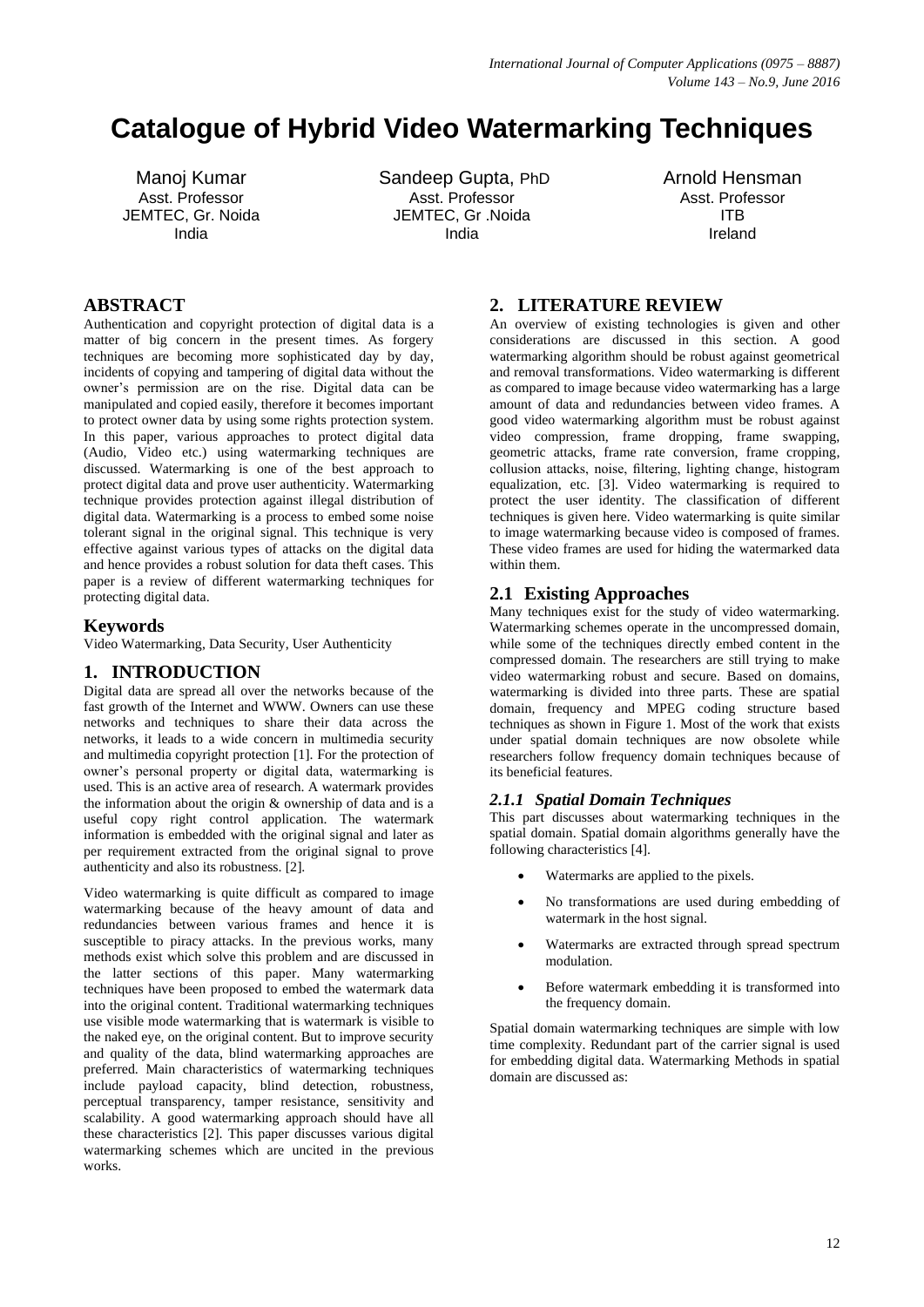# Catalogue of Hybrid Video Watermarking Techniques

Manoj Kumar
Asst. Professor
JEMTEC, Gr. Noida
India

Sandeep Gupta, PhD
Asst. Professor
JEMTEC, Gr .Noida
India

Arnold Hensman
Asst. Professor
ITB
Ireland

## ABSTRACT

Authentication and copyright protection of digital data is a matter of big concern in the present times. As forgery techniques are becoming more sophisticated day by day, incidents of copying and tampering of digital data without the owner's permission are on the rise. Digital data can be manipulated and copied easily, therefore it becomes important to protect owner data by using some rights protection system. In this paper, various approaches to protect digital data (Audio, Video etc.) using watermarking techniques are discussed. Watermarking is one of the best approach to protect digital data and prove user authenticity. Watermarking technique provides protection against illegal distribution of digital data. Watermarking is a process to embed some noise tolerant signal in the original signal. This technique is very effective against various types of attacks on the digital data and hence provides a robust solution for data theft cases. This paper is a review of different watermarking techniques for protecting digital data.

## Keywords

Video Watermarking, Data Security, User Authenticity

## 1. INTRODUCTION

Digital data are spread all over the networks because of the fast growth of the Internet and WWW. Owners can use these networks and techniques to share their data across the networks, it leads to a wide concern in multimedia security and multimedia copyright protection [1]. For the protection of owner's personal property or digital data, watermarking is used. This is an active area of research. A watermark provides the information about the origin & ownership of data and is a useful copy right control application. The watermark information is embedded with the original signal and later as per requirement extracted from the original signal to prove authenticity and also its robustness. [2].

Video watermarking is quite difficult as compared to image watermarking because of the heavy amount of data and redundancies between various frames and hence it is susceptible to piracy attacks. In the previous works, many methods exist which solve this problem and are discussed in the latter sections of this paper. Many watermarking techniques have been proposed to embed the watermark data into the original content. Traditional watermarking techniques use visible mode watermarking that is watermark is visible to the naked eye, on the original content. But to improve security and quality of the data, blind watermarking approaches are preferred. Main characteristics of watermarking techniques include payload capacity, blind detection, robustness, perceptual transparency, tamper resistance, sensitivity and scalability. A good watermarking approach should have all these characteristics [2]. This paper discusses various digital watermarking schemes which are uncited in the previous works.

## 2. LITERATURE REVIEW

An overview of existing technologies is given and other considerations are discussed in this section. A good watermarking algorithm should be robust against geometrical and removal transformations. Video watermarking is different as compared to image because video watermarking has a large amount of data and redundancies between video frames. A good video watermarking algorithm must be robust against video compression, frame dropping, frame swapping, geometric attacks, frame rate conversion, frame cropping, collusion attacks, noise, filtering, lighting change, histogram equalization, etc. [3]. Video watermarking is required to protect the user identity. The classification of different techniques is given here. Video watermarking is quite similar to image watermarking because video is composed of frames. These video frames are used for hiding the watermarked data within them.

### 2.1 Existing Approaches

Many techniques exist for the study of video watermarking. Watermarking schemes operate in the uncompressed domain, while some of the techniques directly embed content in the compressed domain. The researchers are still trying to make video watermarking robust and secure. Based on domains, watermarking is divided into three parts. These are spatial domain, frequency and MPEG coding structure based techniques as shown in Figure 1. Most of the work that exists under spatial domain techniques are now obsolete while researchers follow frequency domain techniques because of its beneficial features.

#### *2.1.1 Spatial Domain Techniques*

This part discusses about watermarking techniques in the spatial domain. Spatial domain algorithms generally have the following characteristics [4].

- Watermarks are applied to the pixels.
- No transformations are used during embedding of watermark in the host signal.
- Watermarks are extracted through spread spectrum modulation.
- Before watermark embedding it is transformed into the frequency domain.

Spatial domain watermarking techniques are simple with low time complexity. Redundant part of the carrier signal is used for embedding digital data. Watermarking Methods in spatial domain are discussed as: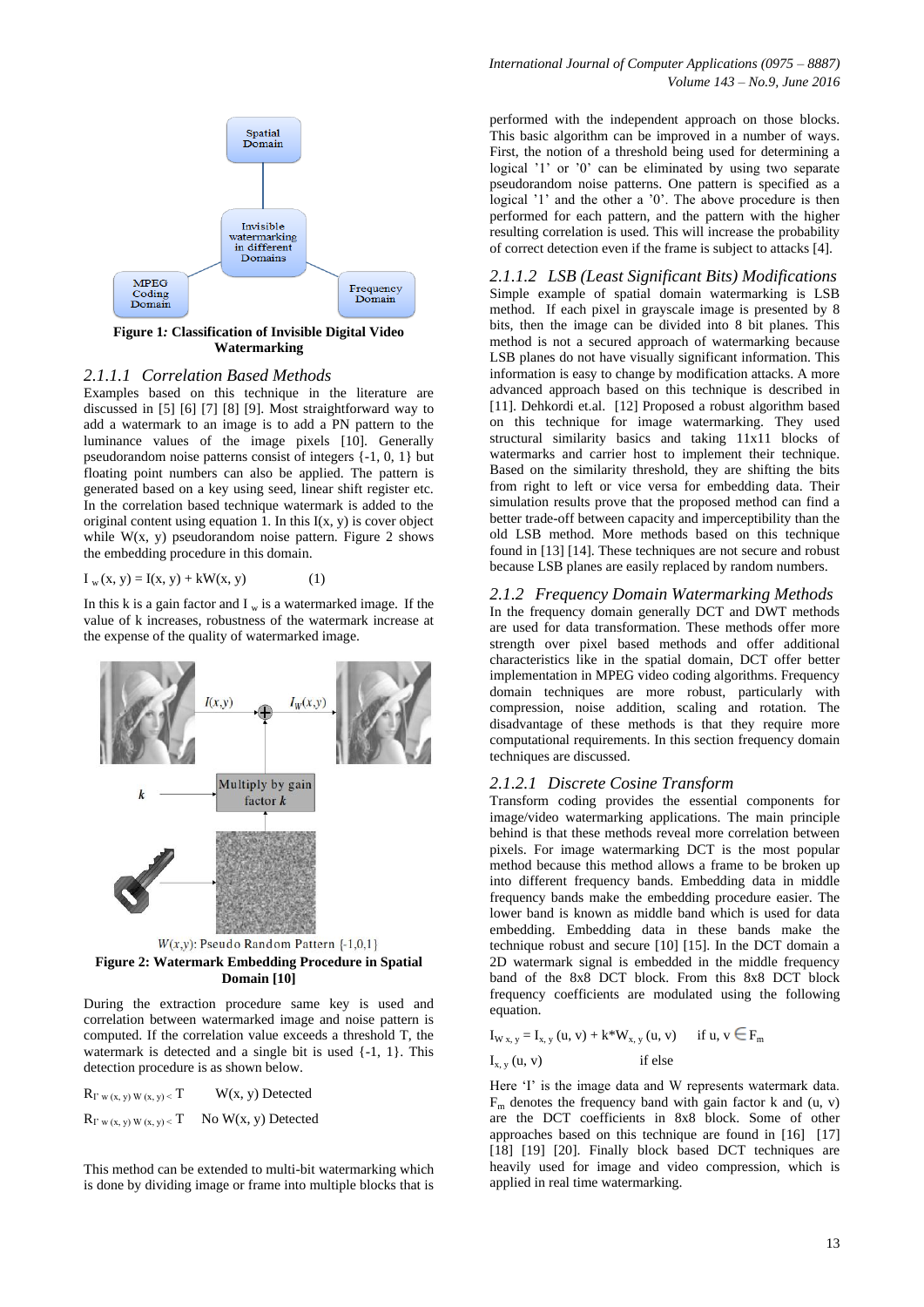Figure 1: Classification of Invisible Digital Video Watermarking

#### 2.1.1.1 Correlation Based Methods

Examples based on this technique in the literature are discussed in [5] [6] [7] [8] [9]. Most straightforward way to add a watermark to an image is to add a PN pattern to the luminance values of the image pixels [10]. Generally pseudorandom noise patterns consist of integers {-1, 0, 1} but floating point numbers can also be applied. The pattern is generated based on a key using seed, linear shift register etc. In the correlation based technique watermark is added to the original content using equation 1. In this I(x, y) is cover object while W(x, y) pseudorandom noise pattern. Figure 2 shows the embedding procedure in this domain.

$$I_w(x, y) = I(x, y) + kW(x, y) \qquad (1)$$

In this k is a gain factor and $I_w$ is a watermarked image. If the value of k increases, robustness of the watermark increase at the expense of the quality of watermarked image.

Figure 2: Watermark Embedding Procedure in Spatial Domain [10]

During the extraction procedure same key is used and correlation between watermarked image and noise pattern is computed. If the correlation value exceeds a threshold T, the watermark is detected and a single bit is used {-1, 1}. This detection procedure is as shown below.

$R_{I'w(x,y)W(x,y)} < T$ W(x, y) Detected

$R_{I'w(x,y)W(x,y)} < T$ No W(x, y) Detected

This method can be extended to multi-bit watermarking which is done by dividing image or frame into multiple blocks that is performed with the independent approach on those blocks. This basic algorithm can be improved in a number of ways. First, the notion of a threshold being used for determining a logical '1' or '0' can be eliminated by using two separate pseudorandom noise patterns. One pattern is specified as a logical '1' and the other a '0'. The above procedure is then performed for each pattern, and the pattern with the higher resulting correlation is used. This will increase the probability of correct detection even if the frame is subject to attacks [4].

#### 2.1.1.2 LSB (Least Significant Bits) Modifications

Simple example of spatial domain watermarking is LSB method. If each pixel in grayscale image is presented by 8 bits, then the image can be divided into 8 bit planes. This method is not a secured approach of watermarking because LSB planes do not have visually significant information. This information is easy to change by modification attacks. A more advanced approach based on this technique is described in [11]. Dehkordi et.al. [12] Proposed a robust algorithm based on this technique for image watermarking. They used structural similarity basics and taking 11x11 blocks of watermarks and carrier host to implement their technique. Based on the similarity threshold, they are shifting the bits from right to left or vice versa for embedding data. Their simulation results prove that the proposed method can find a better trade-off between capacity and imperceptibility than the old LSB method. More methods based on this technique found in [13] [14]. These techniques are not secure and robust because LSB planes are easily replaced by random numbers.

### 2.1.2 Frequency Domain Watermarking Methods

In the frequency domain generally DCT and DWT methods are used for data transformation. These methods offer more strength over pixel based methods and offer additional characteristics like in the spatial domain, DCT offer better implementation in MPEG video coding algorithms. Frequency domain techniques are more robust, particularly with compression, noise addition, scaling and rotation. The disadvantage of these methods is that they require more computational requirements. In this section frequency domain techniques are discussed.

#### 2.1.2.1 Discrete Cosine Transform

Transform coding provides the essential components for image/video watermarking applications. The main principle behind is that these methods reveal more correlation between pixels. For image watermarking DCT is the most popular method because this method allows a frame to be broken up into different frequency bands. Embedding data in middle frequency bands make the embedding procedure easier. The lower band is known as middle band which is used for data embedding. Embedding data in these bands make the technique robust and secure [10] [15]. In the DCT domain a 2D watermark signal is embedded in the middle frequency band of the 8x8 DCT block. From this 8x8 DCT block frequency coefficients are modulated using the following equation.

$$I_{W\,x,y} = I_{x,y}(u, v) + k{*}W_{x,y}(u, v) \quad \text{if } u, v \in F_m$$

$$I_{x,y}(u, v) \quad \text{if else}$$

Here 'I' is the image data and W represents watermark data. $F_m$ denotes the frequency band with gain factor k and (u, v) are the DCT coefficients in 8x8 block. Some of other approaches based on this technique are found in [16] [17] [18] [19] [20]. Finally block based DCT techniques are heavily used for image and video compression, which is applied in real time watermarking.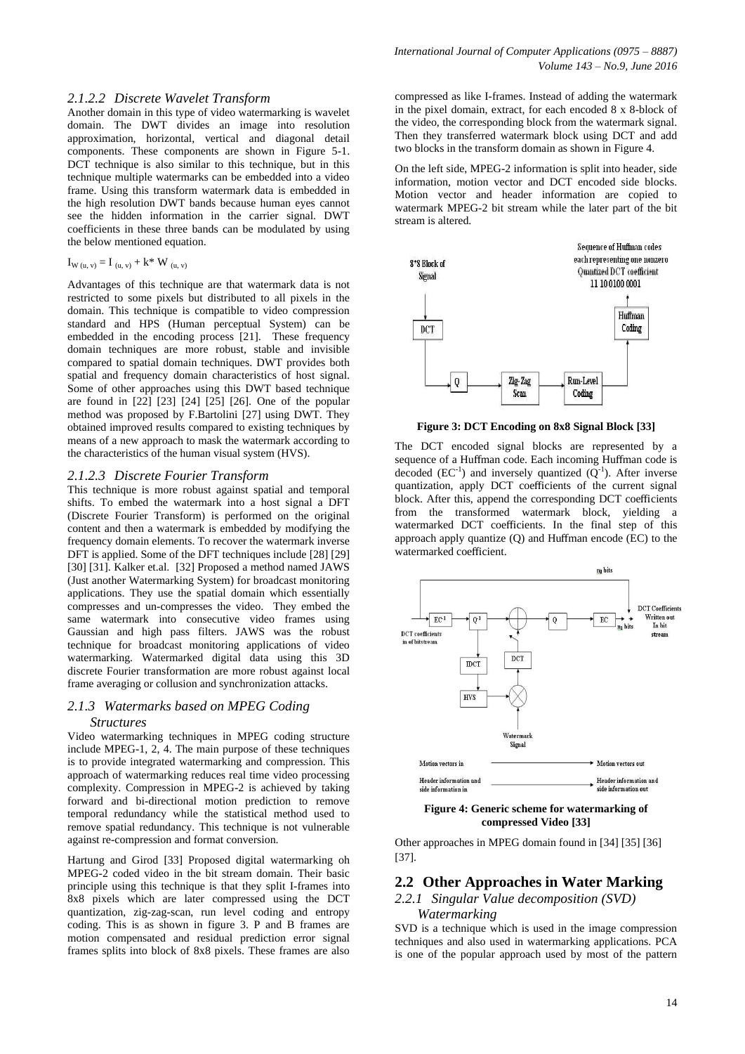#### 2.1.2.2 Discrete Wavelet Transform

Another domain in this type of video watermarking is wavelet domain. The DWT divides an image into resolution approximation, horizontal, vertical and diagonal detail components. These components are shown in Figure 5-1. DCT technique is also similar to this technique, but in this technique multiple watermarks can be embedded into a video frame. Using this transform watermark data is embedded in the high resolution DWT bands because human eyes cannot see the hidden information in the carrier signal. DWT coefficients in these three bands can be modulated by using the below mentioned equation.

$$I_{W\,(u,\,v)} = I_{(u,\,v)} + k^* W_{(u,\,v)}$$

Advantages of this technique are that watermark data is not restricted to some pixels but distributed to all pixels in the domain. This technique is compatible to video compression standard and HPS (Human perceptual System) can be embedded in the encoding process [21]. These frequency domain techniques are more robust, stable and invisible compared to spatial domain techniques. DWT provides both spatial and frequency domain characteristics of host signal. Some of other approaches using this DWT based technique are found in [22] [23] [24] [25] [26]. One of the popular method was proposed by F.Bartolini [27] using DWT. They obtained improved results compared to existing techniques by means of a new approach to mask the watermark according to the characteristics of the human visual system (HVS).

#### 2.1.2.3 Discrete Fourier Transform

This technique is more robust against spatial and temporal shifts. To embed the watermark into a host signal a DFT (Discrete Fourier Transform) is performed on the original content and then a watermark is embedded by modifying the frequency domain elements. To recover the watermark inverse DFT is applied. Some of the DFT techniques include [28] [29] [30] [31]. Kalker et.al. [32] Proposed a method named JAWS (Just another Watermarking System) for broadcast monitoring applications. They use the spatial domain which essentially compresses and un-compresses the video. They embed the same watermark into consecutive video frames using Gaussian and high pass filters. JAWS was the robust technique for broadcast monitoring applications of video watermarking. Watermarked digital data using this 3D discrete Fourier transformation are more robust against local frame averaging or collusion and synchronization attacks.

### 2.1.3 Watermarks based on MPEG Coding Structures

Video watermarking techniques in MPEG coding structure include MPEG-1, 2, 4. The main purpose of these techniques is to provide integrated watermarking and compression. This approach of watermarking reduces real time video processing complexity. Compression in MPEG-2 is achieved by taking forward and bi-directional motion prediction to remove temporal redundancy while the statistical method used to remove spatial redundancy. This technique is not vulnerable against re-compression and format conversion.

Hartung and Girod [33] Proposed digital watermarking oh MPEG-2 coded video in the bit stream domain. Their basic principle using this technique is that they split I-frames into 8x8 pixels which are later compressed using the DCT quantization, zig-zag-scan, run level coding and entropy coding. This is as shown in figure 3. P and B frames are motion compensated and residual prediction error signal frames splits into block of 8x8 pixels. These frames are also compressed as like I-frames. Instead of adding the watermark in the pixel domain, extract, for each encoded 8 x 8-block of the video, the corresponding block from the watermark signal. Then they transferred watermark block using DCT and add two blocks in the transform domain as shown in Figure 4.

On the left side, MPEG-2 information is split into header, side information, motion vector and DCT encoded side blocks. Motion vector and header information are copied to watermark MPEG-2 bit stream while the later part of the bit stream is altered.

**Figure 3: DCT Encoding on 8x8 Signal Block [33]**

The DCT encoded signal blocks are represented by a sequence of a Huffman code. Each incoming Huffman code is decoded ($EC^{-1}$) and inversely quantized ($Q^{-1}$). After inverse quantization, apply DCT coefficients of the current signal block. After this, append the corresponding DCT coefficients from the transformed watermark block, yielding a watermarked DCT coefficients. In the final step of this approach apply quantize (Q) and Huffman encode (EC) to the watermarked coefficient.

**Figure 4: Generic scheme for watermarking of compressed Video [33]**

Other approaches in MPEG domain found in [34] [35] [36] [37].

## 2.2 Other Approaches in Water Marking

### 2.2.1 Singular Value decomposition (SVD) Watermarking

SVD is a technique which is used in the image compression techniques and also used in watermarking applications. PCA is one of the popular approach used by most of the pattern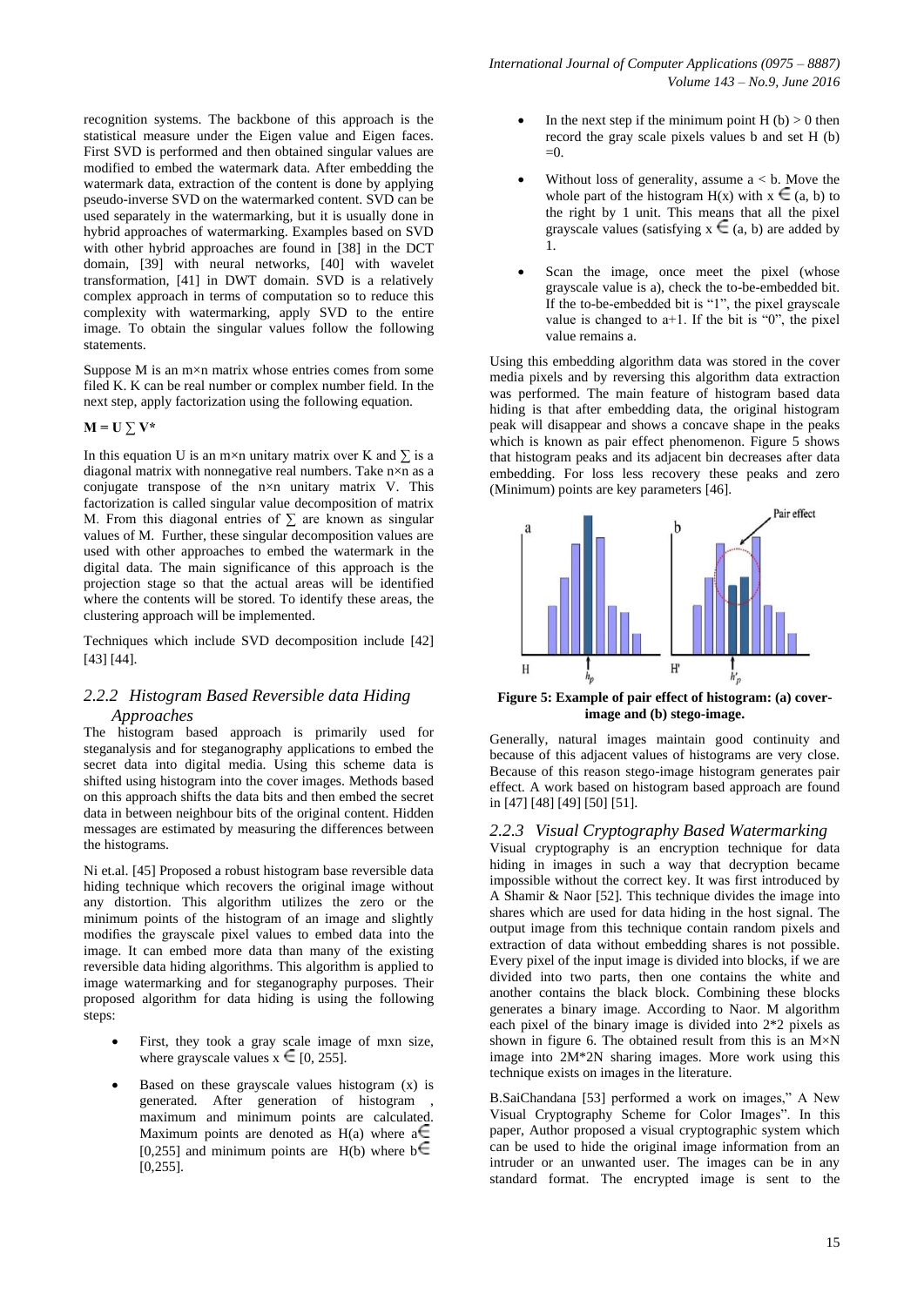recognition systems. The backbone of this approach is the statistical measure under the Eigen value and Eigen faces. First SVD is performed and then obtained singular values are modified to embed the watermark data. After embedding the watermark data, extraction of the content is done by applying pseudo-inverse SVD on the watermarked content. SVD can be used separately in the watermarking, but it is usually done in hybrid approaches of watermarking. Examples based on SVD with other hybrid approaches are found in [38] in the DCT domain, [39] with neural networks, [40] with wavelet transformation, [41] in DWT domain. SVD is a relatively complex approach in terms of computation so to reduce this complexity with watermarking, apply SVD to the entire image. To obtain the singular values follow the following statements.

Suppose M is an m×n matrix whose entries comes from some filed K. K can be real number or complex number field. In the next step, apply factorization using the following equation.

$$\mathbf{M = U \sum V^*}$$

In this equation U is an m×n unitary matrix over K and ∑ is a diagonal matrix with nonnegative real numbers. Take n×n as a conjugate transpose of the n×n unitary matrix V. This factorization is called singular value decomposition of matrix M. From this diagonal entries of ∑ are known as singular values of M. Further, these singular decomposition values are used with other approaches to embed the watermark in the digital data. The main significance of this approach is the projection stage so that the actual areas will be identified where the contents will be stored. To identify these areas, the clustering approach will be implemented.

Techniques which include SVD decomposition include [42] [43] [44].

### 2.2.2 Histogram Based Reversible data Hiding Approaches

The histogram based approach is primarily used for steganalysis and for steganography applications to embed the secret data into digital media. Using this scheme data is shifted using histogram into the cover images. Methods based on this approach shifts the data bits and then embed the secret data in between neighbour bits of the original content. Hidden messages are estimated by measuring the differences between the histograms.

Ni et.al. [45] Proposed a robust histogram base reversible data hiding technique which recovers the original image without any distortion. This algorithm utilizes the zero or the minimum points of the histogram of an image and slightly modifies the grayscale pixel values to embed data into the image. It can embed more data than many of the existing reversible data hiding algorithms. This algorithm is applied to image watermarking and for steganography purposes. Their proposed algorithm for data hiding is using the following steps:

- First, they took a gray scale image of mxn size, where grayscale values $x \in [0, 255]$.
- Based on these grayscale values histogram (x) is generated. After generation of histogram , maximum and minimum points are calculated. Maximum points are denoted as H(a) where $a \in [0,255]$ and minimum points are H(b) where $b \in [0,255]$.
- In the next step if the minimum point H (b) > 0 then record the gray scale pixels values b and set H (b) =0.
- Without loss of generality, assume a < b. Move the whole part of the histogram H(x) with $x \in (a, b)$ to the right by 1 unit. This means that all the pixel grayscale values (satisfying $x \in (a, b)$ are added by 1.
- Scan the image, once meet the pixel (whose grayscale value is a), check the to-be-embedded bit. If the to-be-embedded bit is "1", the pixel grayscale value is changed to a+1. If the bit is "0", the pixel value remains a.

Using this embedding algorithm data was stored in the cover media pixels and by reversing this algorithm data extraction was performed. The main feature of histogram based data hiding is that after embedding data, the original histogram peak will disappear and shows a concave shape in the peaks which is known as pair effect phenomenon. Figure 5 shows that histogram peaks and its adjacent bin decreases after data embedding. For loss less recovery these peaks and zero (Minimum) points are key parameters [46].

**Figure 5: Example of pair effect of histogram: (a) cover-image and (b) stego-image.**

Generally, natural images maintain good continuity and because of this adjacent values of histograms are very close. Because of this reason stego-image histogram generates pair effect. A work based on histogram based approach are found in [47] [48] [49] [50] [51].

### 2.2.3 Visual Cryptography Based Watermarking

Visual cryptography is an encryption technique for data hiding in images in such a way that decryption became impossible without the correct key. It was first introduced by A Shamir & Naor [52]. This technique divides the image into shares which are used for data hiding in the host signal. The output image from this technique contain random pixels and extraction of data without embedding shares is not possible. Every pixel of the input image is divided into blocks, if we are divided into two parts, then one contains the white and another contains the black block. Combining these blocks generates a binary image. According to Naor. M algorithm each pixel of the binary image is divided into 2*2 pixels as shown in figure 6. The obtained result from this is an M×N image into 2M*2N sharing images. More work using this technique exists on images in the literature.

B.SaiChandana [53] performed a work on images," A New Visual Cryptography Scheme for Color Images". In this paper, Author proposed a visual cryptographic system which can be used to hide the original image information from an intruder or an unwanted user. The images can be in any standard format. The encrypted image is sent to the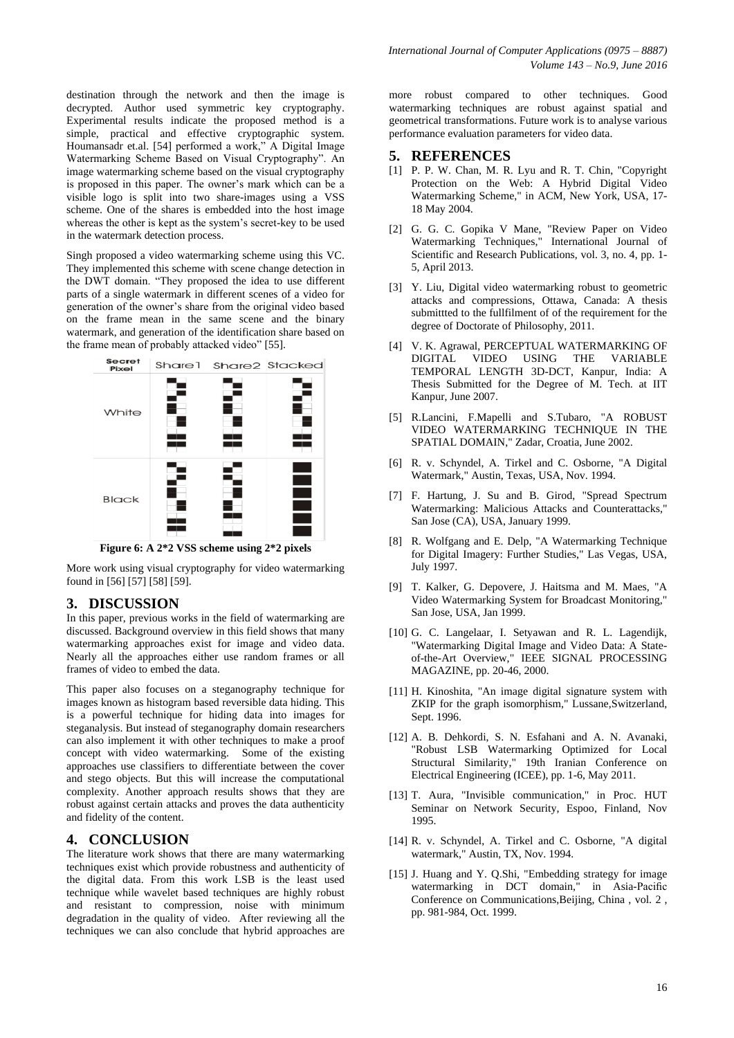destination through the network and then the image is decrypted. Author used symmetric key cryptography. Experimental results indicate the proposed method is a simple, practical and effective cryptographic system. Houmansadr et.al. [54] performed a work," A Digital Image Watermarking Scheme Based on Visual Cryptography". An image watermarking scheme based on the visual cryptography is proposed in this paper. The owner's mark which can be a visible logo is split into two share-images using a VSS scheme. One of the shares is embedded into the host image whereas the other is kept as the system's secret-key to be used in the watermark detection process.

Singh proposed a video watermarking scheme using this VC. They implemented this scheme with scene change detection in the DWT domain. "They proposed the idea to use different parts of a single watermark in different scenes of a video for generation of the owner's share from the original video based on the frame mean in the same scene and the binary watermark, and generation of the identification share based on the frame mean of probably attacked video" [55].

**Figure 6: A 2*2 VSS scheme using 2*2 pixels**

More work using visual cryptography for video watermarking found in [56] [57] [58] [59].

## 3. DISCUSSION

In this paper, previous works in the field of watermarking are discussed. Background overview in this field shows that many watermarking approaches exist for image and video data. Nearly all the approaches either use random frames or all frames of video to embed the data.

This paper also focuses on a steganography technique for images known as histogram based reversible data hiding. This is a powerful technique for hiding data into images for steganalysis. But instead of steganography domain researchers can also implement it with other techniques to make a proof concept with video watermarking. Some of the existing approaches use classifiers to differentiate between the cover and stego objects. But this will increase the computational complexity. Another approach results shows that they are robust against certain attacks and proves the data authenticity and fidelity of the content.

## 4. CONCLUSION

The literature work shows that there are many watermarking techniques exist which provide robustness and authenticity of the digital data. From this work LSB is the least used technique while wavelet based techniques are highly robust and resistant to compression, noise with minimum degradation in the quality of video. After reviewing all the techniques we can also conclude that hybrid approaches are more robust compared to other techniques. Good watermarking techniques are robust against spatial and geometrical transformations. Future work is to analyse various performance evaluation parameters for video data.

## 5. REFERENCES

[1] P. P. W. Chan, M. R. Lyu and R. T. Chin, "Copyright Protection on the Web: A Hybrid Digital Video Watermarking Scheme," in ACM, New York, USA, 17-18 May 2004.

[2] G. G. C. Gopika V Mane, "Review Paper on Video Watermarking Techniques," International Journal of Scientific and Research Publications, vol. 3, no. 4, pp. 1-5, April 2013.

[3] Y. Liu, Digital video watermarking robust to geometric attacks and compressions, Ottawa, Canada: A thesis submittted to the fullfilment of of the requirement for the degree of Doctorate of Philosophy, 2011.

[4] V. K. Agrawal, PERCEPTUAL WATERMARKING OF DIGITAL VIDEO USING THE VARIABLE TEMPORAL LENGTH 3D-DCT, Kanpur, India: A Thesis Submitted for the Degree of M. Tech. at IIT Kanpur, June 2007.

[5] R.Lancini, F.Mapelli and S.Tubaro, "A ROBUST VIDEO WATERMARKING TECHNIQUE IN THE SPATIAL DOMAIN," Zadar, Croatia, June 2002.

[6] R. v. Schyndel, A. Tirkel and C. Osborne, "A Digital Watermark," Austin, Texas, USA, Nov. 1994.

[7] F. Hartung, J. Su and B. Girod, "Spread Spectrum Watermarking: Malicious Attacks and Counterattacks," San Jose (CA), USA, January 1999.

[8] R. Wolfgang and E. Delp, "A Watermarking Technique for Digital Imagery: Further Studies," Las Vegas, USA, July 1997.

[9] T. Kalker, G. Depovere, J. Haitsma and M. Maes, "A Video Watermarking System for Broadcast Monitoring," San Jose, USA, Jan 1999.

[10] G. C. Langelaar, I. Setyawan and R. L. Lagendijk, "Watermarking Digital Image and Video Data: A State-of-the-Art Overview," IEEE SIGNAL PROCESSING MAGAZINE, pp. 20-46, 2000.

[11] H. Kinoshita, "An image digital signature system with ZKIP for the graph isomorphism," Lussane,Switzerland, Sept. 1996.

[12] A. B. Dehkordi, S. N. Esfahani and A. N. Avanaki, "Robust LSB Watermarking Optimized for Local Structural Similarity," 19th Iranian Conference on Electrical Engineering (ICEE), pp. 1-6, May 2011.

[13] T. Aura, "Invisible communication," in Proc. HUT Seminar on Network Security, Espoo, Finland, Nov 1995.

[14] R. v. Schyndel, A. Tirkel and C. Osborne, "A digital watermark," Austin, TX, Nov. 1994.

[15] J. Huang and Y. Q.Shi, "Embedding strategy for image watermarking in DCT domain," in Asia-Pacific Conference on Communications,Beijing, China , vol. 2 , pp. 981-984, Oct. 1999.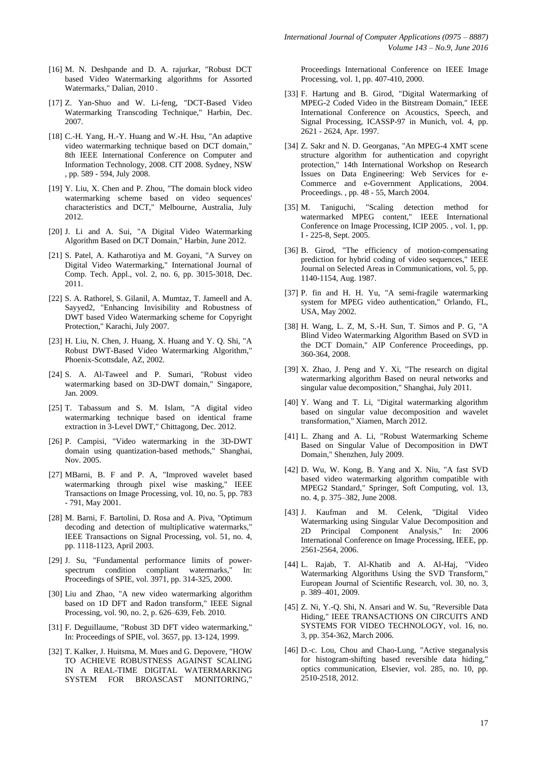[16] M. N. Deshpande and D. A. rajurkar, "Robust DCT based Video Watermarking algorithms for Assorted Watermarks," Dalian, 2010 .

[17] Z. Yan-Shuo and W. Li-feng, "DCT-Based Video Watermarking Transcoding Technique," Harbin, Dec. 2007.

[18] C.-H. Yang, H.-Y. Huang and W.-H. Hsu, "An adaptive video watermarking technique based on DCT domain," 8th IEEE International Conference on Computer and Information Technology, 2008. CIT 2008. Sydney, NSW , pp. 589 - 594, July 2008.

[19] Y. Liu, X. Chen and P. Zhou, "The domain block video watermarking scheme based on video sequences' characteristics and DCT," Melbourne, Australia, July 2012.

[20] J. Li and A. Sui, "A Digital Video Watermarking Algorithm Based on DCT Domain," Harbin, June 2012.

[21] S. Patel, A. Katharotiya and M. Goyani, "A Survey on Digital Video Watermarking," International Journal of Comp. Tech. Appl., vol. 2, no. 6, pp. 3015-3018, Dec. 2011.

[22] S. A. Rathorel, S. Gilanil, A. Mumtaz, T. Jameell and A. Sayyed2, "Enhancing Invisibility and Robustness of DWT based Video Watermarking scheme for Copyright Protection," Karachi, July 2007.

[23] H. Liu, N. Chen, J. Huang, X. Huang and Y. Q. Shi, "A Robust DWT-Based Video Watermarking Algorithm," Phoenix-Scottsdale, AZ, 2002.

[24] S. A. Al-Taweel and P. Sumari, "Robust video watermarking based on 3D-DWT domain," Singapore, Jan. 2009.

[25] T. Tabassum and S. M. Islam, "A digital video watermarking technique based on identical frame extraction in 3-Level DWT," Chittagong, Dec. 2012.

[26] P. Campisi, "Video watermarking in the 3D-DWT domain using quantization-based methods," Shanghai, Nov. 2005.

[27] MBarni, B. F and P. A, "Improved wavelet based watermarking through pixel wise masking," IEEE Transactions on Image Processing, vol. 10, no. 5, pp. 783 - 791, May 2001.

[28] M. Barni, F. Bartolini, D. Rosa and A. Piva, "Optimum decoding and detection of multiplicative watermarks," IEEE Transactions on Signal Processing, vol. 51, no. 4, pp. 1118-1123, April 2003.

[29] J. Su, "Fundamental performance limits of power-spectrum condition compliant watermarks," In: Proceedings of SPIE, vol. 3971, pp. 314-325, 2000.

[30] Liu and Zhao, "A new video watermarking algorithm based on 1D DFT and Radon transform," IEEE Signal Processing, vol. 90, no. 2, p. 626–639, Feb. 2010.

[31] F. Deguillaume, "Robust 3D DFT video watermarking," In: Proceedings of SPIE, vol. 3657, pp. 13-124, 1999.

[32] T. Kalker, J. Huitsma, M. Mues and G. Depovere, "HOW TO ACHIEVE ROBUSTNESS AGAINST SCALING IN A REAL-TIME DIGITAL WATERMARKING SYSTEM FOR BROASCAST MONITORING," Proceedings International Conference on IEEE Image Processing, vol. 1, pp. 407-410, 2000.

[33] F. Hartung and B. Girod, "Digital Watermarking of MPEG-2 Coded Video in the Bitstream Domain," IEEE International Conference on Acoustics, Speech, and Signal Processing, ICASSP-97 in Munich, vol. 4, pp. 2621 - 2624, Apr. 1997.

[34] Z. Sakr and N. D. Georganas, "An MPEG-4 XMT scene structure algorithm for authentication and copyright protection," 14th International Workshop on Research Issues on Data Engineering: Web Services for e-Commerce and e-Government Applications, 2004. Proceedings. , pp. 48 - 55, March 2004.

[35] M. Taniguchi, "Scaling detection method for watermarked MPEG content," IEEE International Conference on Image Processing, ICIP 2005. , vol. 1, pp. I - 225-8, Sept. 2005.

[36] B. Girod, "The efficiency of motion-compensating prediction for hybrid coding of video sequences," IEEE Journal on Selected Areas in Communications, vol. 5, pp. 1140-1154, Aug. 1987.

[37] P. fin and H. H. Yu, "A semi-fragile watermarking system for MPEG video authentication," Orlando, FL, USA, May 2002.

[38] H. Wang, L. Z, M, S.-H. Sun, T. Simos and P. G, "A Blind Video Watermarking Algorithm Based on SVD in the DCT Domain," AIP Conference Proceedings, pp. 360-364, 2008.

[39] X. Zhao, J. Peng and Y. Xi, "The research on digital watermarking algorithm Based on neural networks and singular value decomposition," Shanghai, July 2011.

[40] Y. Wang and T. Li, "Digital watermarking algorithm based on singular value decomposition and wavelet transformation," Xiamen, March 2012.

[41] L. Zhang and A. Li, "Robust Watermarking Scheme Based on Singular Value of Decomposition in DWT Domain," Shenzhen, July 2009.

[42] D. Wu, W. Kong, B. Yang and X. Niu, "A fast SVD based video watermarking algorithm compatible with MPEG2 Standard," Springer, Soft Computing, vol. 13, no. 4, p. 375–382, June 2008.

[43] J. Kaufman and M. Celenk, "Digital Video Watermarking using Singular Value Decomposition and 2D Principal Component Analysis," In: 2006 International Conference on Image Processing, IEEE, pp. 2561-2564, 2006.

[44] L. Rajab, T. Al-Khatib and A. Al-Haj, "Video Watermarking Algorithms Using the SVD Transform," European Journal of Scientific Research, vol. 30, no. 3, p. 389–401, 2009.

[45] Z. Ni, Y.-Q. Shi, N. Ansari and W. Su, "Reversible Data Hiding," IEEE TRANSACTIONS ON CIRCUITS AND SYSTEMS FOR VIDEO TECHNOLOGY, vol. 16, no. 3, pp. 354-362, March 2006.

[46] D.-c. Lou, Chou and Chao-Lung, "Active steganalysis for histogram-shifting based reversible data hiding," optics communication, Elsevier, vol. 285, no. 10, pp. 2510-2518, 2012.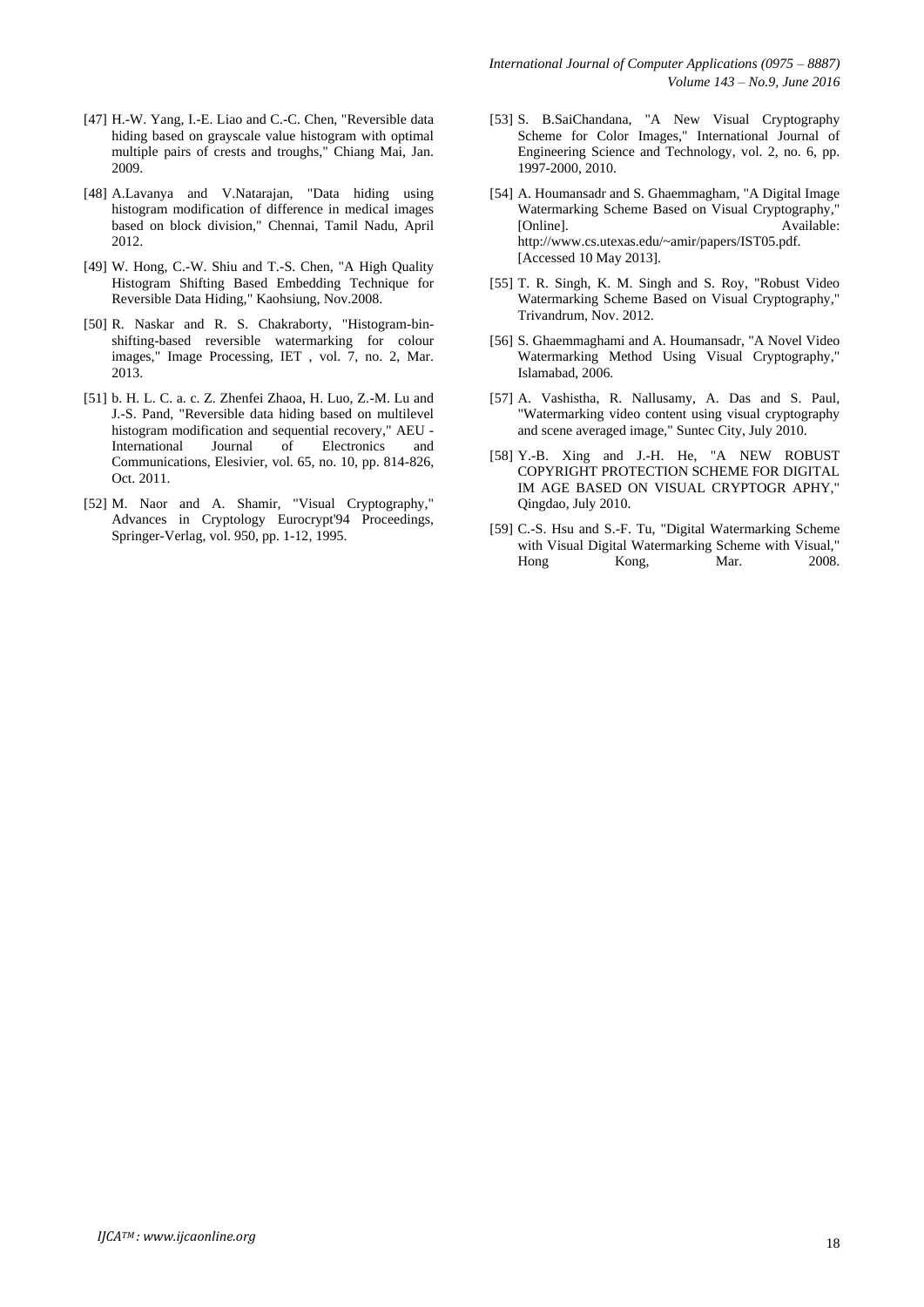[47] H.-W. Yang, I.-E. Liao and C.-C. Chen, "Reversible data hiding based on grayscale value histogram with optimal multiple pairs of crests and troughs," Chiang Mai, Jan. 2009.

[48] A.Lavanya and V.Natarajan, "Data hiding using histogram modification of difference in medical images based on block division," Chennai, Tamil Nadu, April 2012.

[49] W. Hong, C.-W. Shiu and T.-S. Chen, "A High Quality Histogram Shifting Based Embedding Technique for Reversible Data Hiding," Kaohsiung, Nov.2008.

[50] R. Naskar and R. S. Chakraborty, "Histogram-bin-shifting-based reversible watermarking for colour images," Image Processing, IET , vol. 7, no. 2, Mar. 2013.

[51] b. H. L. C. a. c. Z. Zhenfei Zhaoa, H. Luo, Z.-M. Lu and J.-S. Pand, "Reversible data hiding based on multilevel histogram modification and sequential recovery," AEU - International Journal of Electronics and Communications, Elesivier, vol. 65, no. 10, pp. 814-826, Oct. 2011.

[52] M. Naor and A. Shamir, "Visual Cryptography," Advances in Cryptology Eurocrypt'94 Proceedings, Springer-Verlag, vol. 950, pp. 1-12, 1995.

[53] S. B.SaiChandana, "A New Visual Cryptography Scheme for Color Images," International Journal of Engineering Science and Technology, vol. 2, no. 6, pp. 1997-2000, 2010.

[54] A. Houmansadr and S. Ghaemmagham, "A Digital Image Watermarking Scheme Based on Visual Cryptography," [Online]. Available: http://www.cs.utexas.edu/~amir/papers/IST05.pdf. [Accessed 10 May 2013].

[55] T. R. Singh, K. M. Singh and S. Roy, "Robust Video Watermarking Scheme Based on Visual Cryptography," Trivandrum, Nov. 2012.

[56] S. Ghaemmaghami and A. Houmansadr, "A Novel Video Watermarking Method Using Visual Cryptography," Islamabad, 2006.

[57] A. Vashistha, R. Nallusamy, A. Das and S. Paul, "Watermarking video content using visual cryptography and scene averaged image," Suntec City, July 2010.

[58] Y.-B. Xing and J.-H. He, "A NEW ROBUST COPYRIGHT PROTECTION SCHEME FOR DIGITAL IM AGE BASED ON VISUAL CRYPTOGR APHY," Qingdao, July 2010.

[59] C.-S. Hsu and S.-F. Tu, "Digital Watermarking Scheme with Visual Digital Watermarking Scheme with Visual," Hong Kong, Mar. 2008.